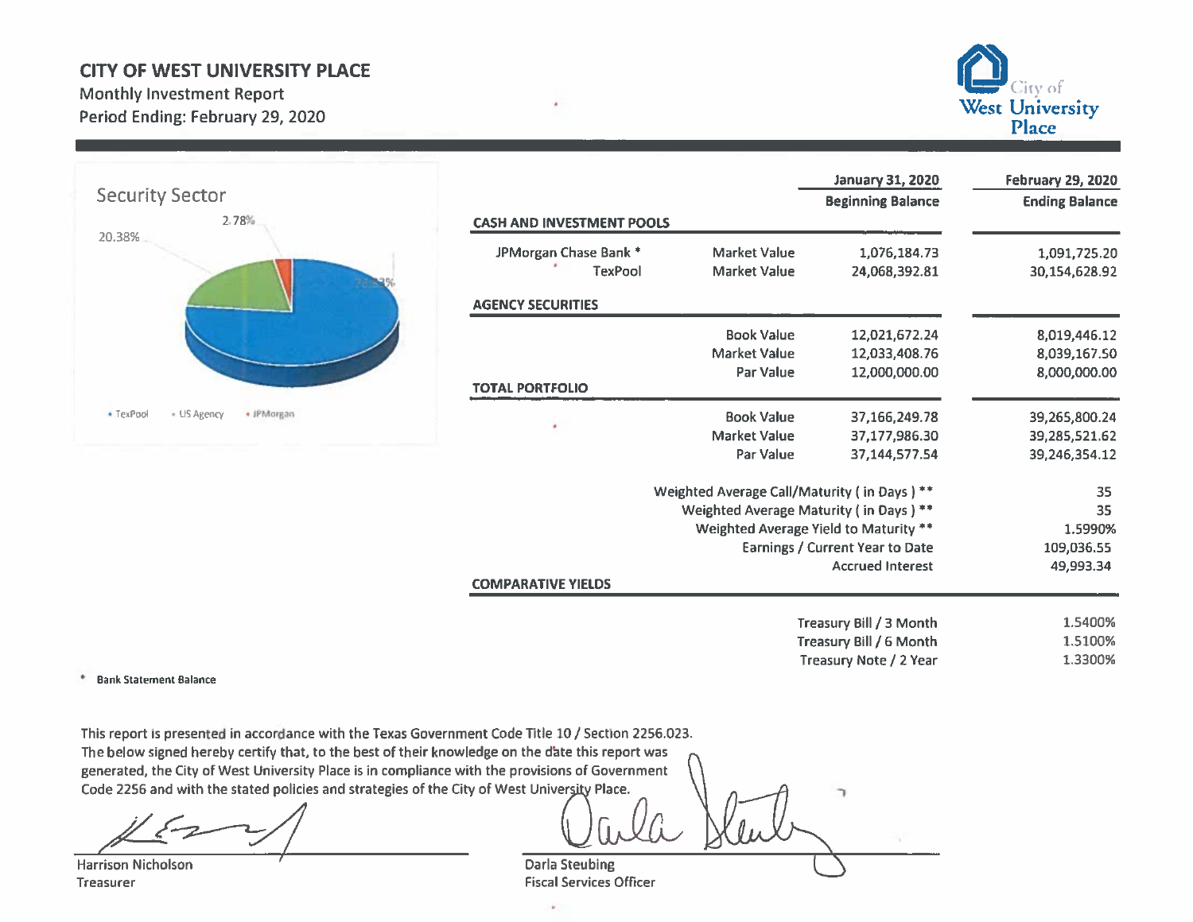# CITY OF WEST UNIVERSITY PLACE

Monthly Investment Report
Period Ending: February 29, 2020

City of West University Place

## Security Sector

20.38%
2.78%
76.83%

• TexPool • US Agency • JPMorgan

| | | January 31, 2020 Beginning Balance | February 29, 2020 Ending Balance |
|---|---|---|---|
| **CASH AND INVESTMENT POOLS** | | | |
| JPMorgan Chase Bank * | Market Value | 1,076,184.73 | 1,091,725.20 |
| TexPool | Market Value | 24,068,392.81 | 30,154,628.92 |
| **AGENCY SECURITIES** | | | |
| | Book Value | 12,021,672.24 | 8,019,446.12 |
| | Market Value | 12,033,408.76 | 8,039,167.50 |
| | Par Value | 12,000,000.00 | 8,000,000.00 |
| **TOTAL PORTFOLIO** | | | |
| | Book Value | 37,166,249.78 | 39,265,800.24 |
| | Market Value | 37,177,986.30 | 39,285,521.62 |
| | Par Value | 37,144,577.54 | 39,246,354.12 |

| | |
|---|---|
| Weighted Average Call/Maturity ( in Days ) ** | 35 |
| Weighted Average Maturity ( in Days ) ** | 35 |
| Weighted Average Yield to Maturity ** | 1.5990% |
| Earnings / Current Year to Date | 109,036.55 |
| Accrued Interest | 49,993.34 |

**COMPARATIVE YIELDS**

| | |
|---|---|
| Treasury Bill / 3 Month | 1.5400% |
| Treasury Bill / 6 Month | 1.5100% |
| Treasury Note / 2 Year | 1.3300% |

\* **Bank Statement Balance**

This report is presented in accordance with the Texas Government Code Title 10 / Section 2256.023. The below signed hereby certify that, to the best of their knowledge on the date this report was generated, the City of West University Place is in compliance with the provisions of Government Code 2256 and with the stated policies and strategies of the City of West University Place.

Harrison Nicholson
Treasurer

Darla Steubing
Fiscal Services Officer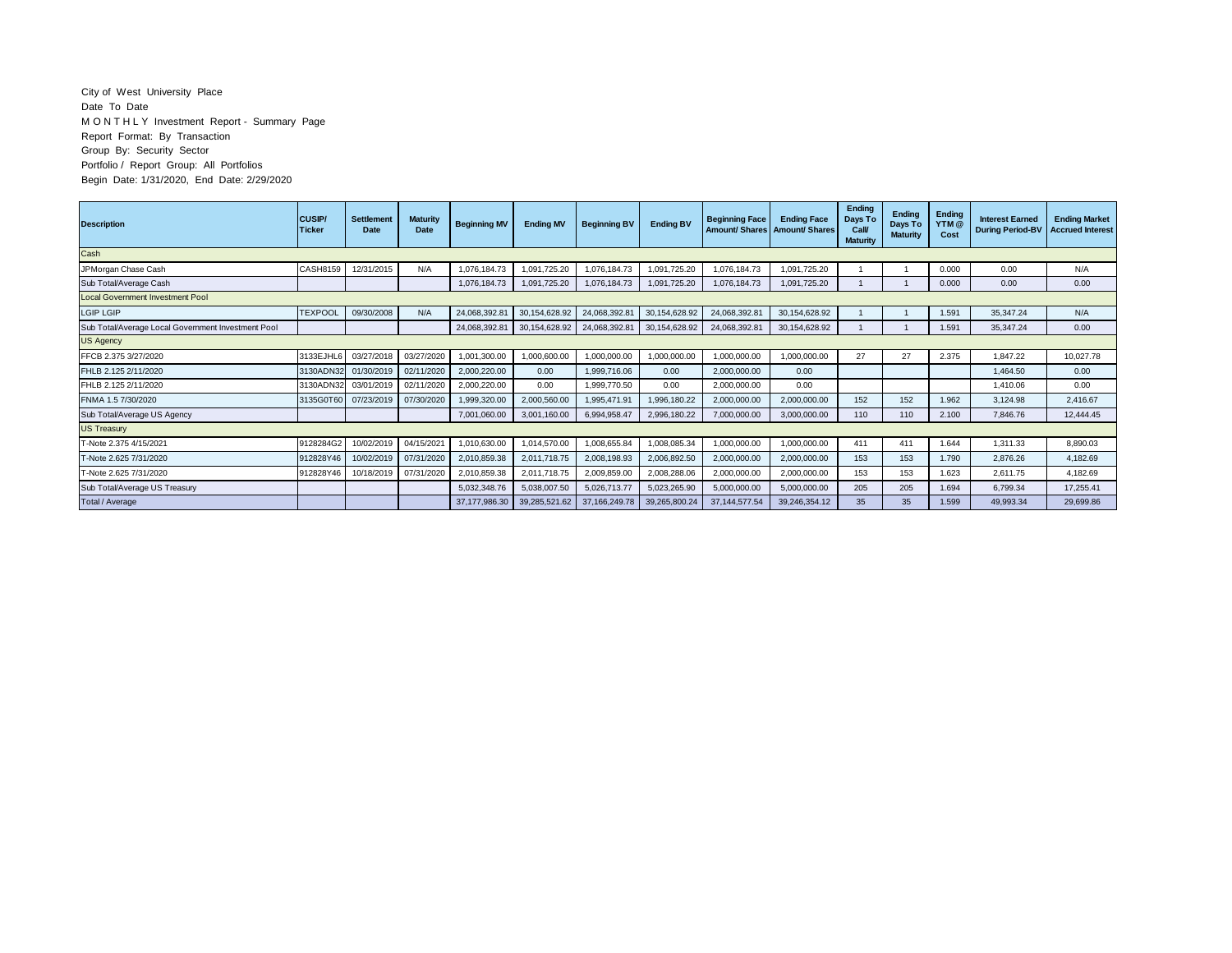City of West University Place
Date To Date
M O N T H L Y Investment Report - Summary Page
Report Format: By Transaction
Group By: Security Sector
Portfolio / Report Group: All Portfolios
Begin Date: 1/31/2020, End Date: 2/29/2020

| Description | CUSIP/ Ticker | Settlement Date | Maturity Date | Beginning MV | Ending MV | Beginning BV | Ending BV | Beginning Face Amount/ Shares | Ending Face Amount/ Shares | Ending Days To Call/ Maturity | Ending Days To Maturity | Ending YTM @ Cost | Interest Earned During Period-BV | Ending Market Accrued Interest |
|---|---|---|---|---|---|---|---|---|---|---|---|---|---|---|
| Cash | | | | | | | | | | | | | | |
| JPMorgan Chase Cash | CASH8159 | 12/31/2015 | N/A | 1,076,184.73 | 1,091,725.20 | 1,076,184.73 | 1,091,725.20 | 1,076,184.73 | 1,091,725.20 | 1 | 1 | 0.000 | 0.00 | N/A |
| Sub Total/Average Cash | | | | 1,076,184.73 | 1,091,725.20 | 1,076,184.73 | 1,091,725.20 | 1,076,184.73 | 1,091,725.20 | 1 | 1 | 0.000 | 0.00 | 0.00 |
| Local Government Investment Pool | | | | | | | | | | | | | | |
| LGIP LGIP | TEXPOOL | 09/30/2008 | N/A | 24,068,392.81 | 30,154,628.92 | 24,068,392.81 | 30,154,628.92 | 24,068,392.81 | 30,154,628.92 | 1 | 1 | 1.591 | 35,347.24 | N/A |
| Sub Total/Average Local Government Investment Pool | | | | 24,068,392.81 | 30,154,628.92 | 24,068,392.81 | 30,154,628.92 | 24,068,392.81 | 30,154,628.92 | 1 | 1 | 1.591 | 35,347.24 | 0.00 |
| US Agency | | | | | | | | | | | | | | |
| FFCB 2.375 3/27/2020 | 3133EJHL6 | 03/27/2018 | 03/27/2020 | 1,001,300.00 | 1,000,600.00 | 1,000,000.00 | 1,000,000.00 | 1,000,000.00 | 1,000,000.00 | 27 | 27 | 2.375 | 1,847.22 | 10,027.78 |
| FHLB 2.125 2/11/2020 | 3130ADN32 | 01/30/2019 | 02/11/2020 | 2,000,220.00 | 0.00 | 1,999,716.06 | 0.00 | 2,000,000.00 | 0.00 | | | | 1,464.50 | 0.00 |
| FHLB 2.125 2/11/2020 | 3130ADN32 | 03/01/2019 | 02/11/2020 | 2,000,220.00 | 0.00 | 1,999,770.50 | 0.00 | 2,000,000.00 | 0.00 | | | | 1,410.06 | 0.00 |
| FNMA 1.5 7/30/2020 | 3135G0T60 | 07/23/2019 | 07/30/2020 | 1,999,320.00 | 2,000,560.00 | 1,995,471.91 | 1,996,180.22 | 2,000,000.00 | 2,000,000.00 | 152 | 152 | 1.962 | 3,124.98 | 2,416.67 |
| Sub Total/Average US Agency | | | | 7,001,060.00 | 3,001,160.00 | 6,994,958.47 | 2,996,180.22 | 7,000,000.00 | 3,000,000.00 | 110 | 110 | 2.100 | 7,846.76 | 12,444.45 |
| US Treasury | | | | | | | | | | | | | | |
| T-Note 2.375 4/15/2021 | 9128284G2 | 10/02/2019 | 04/15/2021 | 1,010,630.00 | 1,014,570.00 | 1,008,655.84 | 1,008,085.34 | 1,000,000.00 | 1,000,000.00 | 411 | 411 | 1.644 | 1,311.33 | 8,890.03 |
| T-Note 2.625 7/31/2020 | 912828Y46 | 10/02/2019 | 07/31/2020 | 2,010,859.38 | 2,011,718.75 | 2,008,198.93 | 2,006,892.50 | 2,000,000.00 | 2,000,000.00 | 153 | 153 | 1.790 | 2,876.26 | 4,182.69 |
| T-Note 2.625 7/31/2020 | 912828Y46 | 10/18/2019 | 07/31/2020 | 2,010,859.38 | 2,011,718.75 | 2,009,859.00 | 2,008,288.06 | 2,000,000.00 | 2,000,000.00 | 153 | 153 | 1.623 | 2,611.75 | 4,182.69 |
| Sub Total/Average US Treasury | | | | 5,032,348.76 | 5,038,007.50 | 5,026,713.77 | 5,023,265.90 | 5,000,000.00 | 5,000,000.00 | 205 | 205 | 1.694 | 6,799.34 | 17,255.41 |
| Total / Average | | | | 37,177,986.30 | 39,285,521.62 | 37,166,249.78 | 39,265,800.24 | 37,144,577.54 | 39,246,354.12 | 35 | 35 | 1.599 | 49,993.34 | 29,699.86 |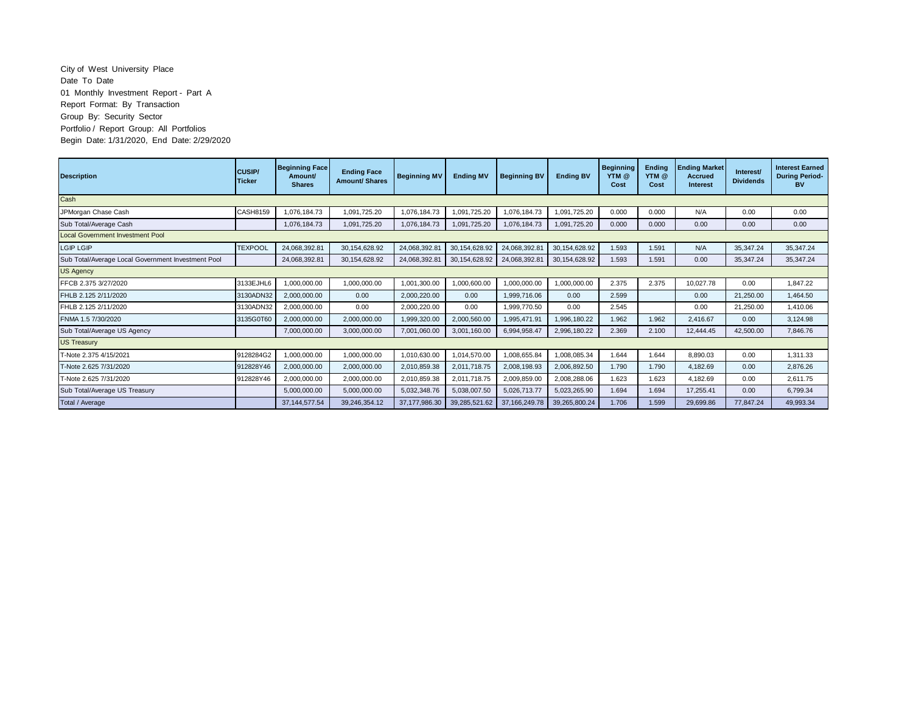City of West University Place
Date To Date
01 Monthly Investment Report - Part A
Report Format: By Transaction
Group By: Security Sector
Portfolio / Report Group: All Portfolios
Begin Date: 1/31/2020, End Date: 2/29/2020

| Description | CUSIP/ Ticker | Beginning Face Amount/ Shares | Ending Face Amount/ Shares | Beginning MV | Ending MV | Beginning BV | Ending BV | Beginning YTM @ Cost | Ending YTM @ Cost | Ending Market Accrued Interest | Interest/ Dividends | Interest Earned During Period-BV |
|---|---|---|---|---|---|---|---|---|---|---|---|---|
| Cash | | | | | | | | | | | | |
| JPMorgan Chase Cash | CASH8159 | 1,076,184.73 | 1,091,725.20 | 1,076,184.73 | 1,091,725.20 | 1,076,184.73 | 1,091,725.20 | 0.000 | 0.000 | N/A | 0.00 | 0.00 |
| Sub Total/Average Cash | | 1,076,184.73 | 1,091,725.20 | 1,076,184.73 | 1,091,725.20 | 1,076,184.73 | 1,091,725.20 | 0.000 | 0.000 | 0.00 | 0.00 | 0.00 |
| Local Government Investment Pool | | | | | | | | | | | | |
| LGIP LGIP | TEXPOOL | 24,068,392.81 | 30,154,628.92 | 24,068,392.81 | 30,154,628.92 | 24,068,392.81 | 30,154,628.92 | 1.593 | 1.591 | N/A | 35,347.24 | 35,347.24 |
| Sub Total/Average Local Government Investment Pool | | 24,068,392.81 | 30,154,628.92 | 24,068,392.81 | 30,154,628.92 | 24,068,392.81 | 30,154,628.92 | 1.593 | 1.591 | 0.00 | 35,347.24 | 35,347.24 |
| US Agency | | | | | | | | | | | | |
| FFCB 2.375 3/27/2020 | 3133EJHL6 | 1,000,000.00 | 1,000,000.00 | 1,001,300.00 | 1,000,600.00 | 1,000,000.00 | 1,000,000.00 | 2.375 | 2.375 | 10,027.78 | 0.00 | 1,847.22 |
| FHLB 2.125 2/11/2020 | 3130ADN32 | 2,000,000.00 | 0.00 | 2,000,220.00 | 0.00 | 1,999,716.06 | 0.00 | 2.599 | | 0.00 | 21,250.00 | 1,464.50 |
| FHLB 2.125 2/11/2020 | 3130ADN32 | 2,000,000.00 | 0.00 | 2,000,220.00 | 0.00 | 1,999,770.50 | 0.00 | 2.545 | | 0.00 | 21,250.00 | 1,410.06 |
| FNMA 1.5 7/30/2020 | 3135G0T60 | 2,000,000.00 | 2,000,000.00 | 1,999,320.00 | 2,000,560.00 | 1,995,471.91 | 1,996,180.22 | 1.962 | 1.962 | 2,416.67 | 0.00 | 3,124.98 |
| Sub Total/Average US Agency | | 7,000,000.00 | 3,000,000.00 | 7,001,060.00 | 3,001,160.00 | 6,994,958.47 | 2,996,180.22 | 2.369 | 2.100 | 12,444.45 | 42,500.00 | 7,846.76 |
| US Treasury | | | | | | | | | | | | |
| T-Note 2.375 4/15/2021 | 9128284G2 | 1,000,000.00 | 1,000,000.00 | 1,010,630.00 | 1,014,570.00 | 1,008,655.84 | 1,008,085.34 | 1.644 | 1.644 | 8,890.03 | 0.00 | 1,311.33 |
| T-Note 2.625 7/31/2020 | 912828Y46 | 2,000,000.00 | 2,000,000.00 | 2,010,859.38 | 2,011,718.75 | 2,008,198.93 | 2,006,892.50 | 1.790 | 1.790 | 4,182.69 | 0.00 | 2,876.26 |
| T-Note 2.625 7/31/2020 | 912828Y46 | 2,000,000.00 | 2,000,000.00 | 2,010,859.38 | 2,011,718.75 | 2,009,859.00 | 2,008,288.06 | 1.623 | 1.623 | 4,182.69 | 0.00 | 2,611.75 |
| Sub Total/Average US Treasury | | 5,000,000.00 | 5,000,000.00 | 5,032,348.76 | 5,038,007.50 | 5,026,713.77 | 5,023,265.90 | 1.694 | 1.694 | 17,255.41 | 0.00 | 6,799.34 |
| Total / Average | | 37,144,577.54 | 39,246,354.12 | 37,177,986.30 | 39,285,521.62 | 37,166,249.78 | 39,265,800.24 | 1.706 | 1.599 | 29,699.86 | 77,847.24 | 49,993.34 |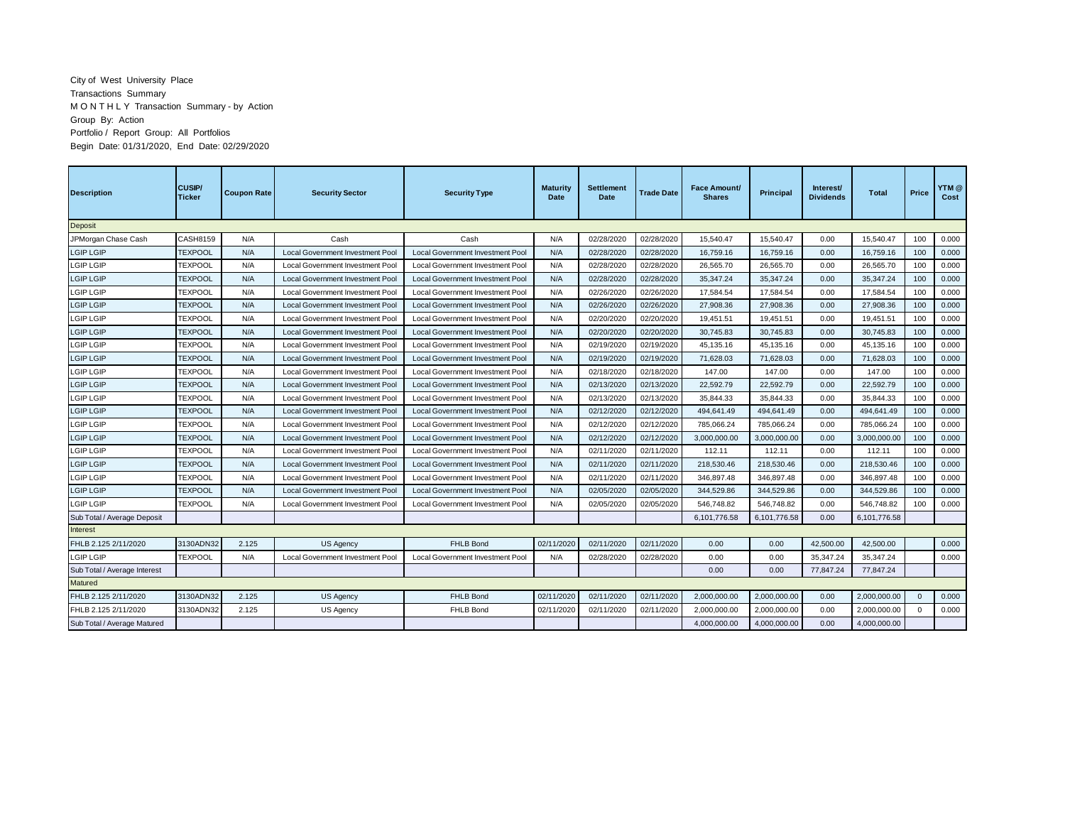City of West University Place
Transactions Summary
MONTHLY Transaction Summary - by Action
Group By: Action
Portfolio / Report Group: All Portfolios
Begin Date: 01/31/2020, End Date: 02/29/2020

| Description | CUSIP/ Ticker | Coupon Rate | Security Sector | Security Type | Maturity Date | Settlement Date | Trade Date | Face Amount/ Shares | Principal | Interest/ Dividends | Total | Price | YTM @ Cost |
|---|---|---|---|---|---|---|---|---|---|---|---|---|---|
| Deposit | | | | | | | | | | | | | |
| JPMorgan Chase Cash | CASH8159 | N/A | Cash | Cash | N/A | 02/28/2020 | 02/28/2020 | 15,540.47 | 15,540.47 | 0.00 | 15,540.47 | 100 | 0.000 |
| LGIP LGIP | TEXPOOL | N/A | Local Government Investment Pool | Local Government Investment Pool | N/A | 02/28/2020 | 02/28/2020 | 16,759.16 | 16,759.16 | 0.00 | 16,759.16 | 100 | 0.000 |
| LGIP LGIP | TEXPOOL | N/A | Local Government Investment Pool | Local Government Investment Pool | N/A | 02/28/2020 | 02/28/2020 | 26,565.70 | 26,565.70 | 0.00 | 26,565.70 | 100 | 0.000 |
| LGIP LGIP | TEXPOOL | N/A | Local Government Investment Pool | Local Government Investment Pool | N/A | 02/28/2020 | 02/28/2020 | 35,347.24 | 35,347.24 | 0.00 | 35,347.24 | 100 | 0.000 |
| LGIP LGIP | TEXPOOL | N/A | Local Government Investment Pool | Local Government Investment Pool | N/A | 02/26/2020 | 02/26/2020 | 17,584.54 | 17,584.54 | 0.00 | 17,584.54 | 100 | 0.000 |
| LGIP LGIP | TEXPOOL | N/A | Local Government Investment Pool | Local Government Investment Pool | N/A | 02/26/2020 | 02/26/2020 | 27,908.36 | 27,908.36 | 0.00 | 27,908.36 | 100 | 0.000 |
| LGIP LGIP | TEXPOOL | N/A | Local Government Investment Pool | Local Government Investment Pool | N/A | 02/20/2020 | 02/20/2020 | 19,451.51 | 19,451.51 | 0.00 | 19,451.51 | 100 | 0.000 |
| LGIP LGIP | TEXPOOL | N/A | Local Government Investment Pool | Local Government Investment Pool | N/A | 02/20/2020 | 02/20/2020 | 30,745.83 | 30,745.83 | 0.00 | 30,745.83 | 100 | 0.000 |
| LGIP LGIP | TEXPOOL | N/A | Local Government Investment Pool | Local Government Investment Pool | N/A | 02/19/2020 | 02/19/2020 | 45,135.16 | 45,135.16 | 0.00 | 45,135.16 | 100 | 0.000 |
| LGIP LGIP | TEXPOOL | N/A | Local Government Investment Pool | Local Government Investment Pool | N/A | 02/19/2020 | 02/19/2020 | 71,628.03 | 71,628.03 | 0.00 | 71,628.03 | 100 | 0.000 |
| LGIP LGIP | TEXPOOL | N/A | Local Government Investment Pool | Local Government Investment Pool | N/A | 02/18/2020 | 02/18/2020 | 147.00 | 147.00 | 0.00 | 147.00 | 100 | 0.000 |
| LGIP LGIP | TEXPOOL | N/A | Local Government Investment Pool | Local Government Investment Pool | N/A | 02/13/2020 | 02/13/2020 | 22,592.79 | 22,592.79 | 0.00 | 22,592.79 | 100 | 0.000 |
| LGIP LGIP | TEXPOOL | N/A | Local Government Investment Pool | Local Government Investment Pool | N/A | 02/13/2020 | 02/13/2020 | 35,844.33 | 35,844.33 | 0.00 | 35,844.33 | 100 | 0.000 |
| LGIP LGIP | TEXPOOL | N/A | Local Government Investment Pool | Local Government Investment Pool | N/A | 02/12/2020 | 02/12/2020 | 494,641.49 | 494,641.49 | 0.00 | 494,641.49 | 100 | 0.000 |
| LGIP LGIP | TEXPOOL | N/A | Local Government Investment Pool | Local Government Investment Pool | N/A | 02/12/2020 | 02/12/2020 | 785,066.24 | 785,066.24 | 0.00 | 785,066.24 | 100 | 0.000 |
| LGIP LGIP | TEXPOOL | N/A | Local Government Investment Pool | Local Government Investment Pool | N/A | 02/12/2020 | 02/12/2020 | 3,000,000.00 | 3,000,000.00 | 0.00 | 3,000,000.00 | 100 | 0.000 |
| LGIP LGIP | TEXPOOL | N/A | Local Government Investment Pool | Local Government Investment Pool | N/A | 02/11/2020 | 02/11/2020 | 112.11 | 112.11 | 0.00 | 112.11 | 100 | 0.000 |
| LGIP LGIP | TEXPOOL | N/A | Local Government Investment Pool | Local Government Investment Pool | N/A | 02/11/2020 | 02/11/2020 | 218,530.46 | 218,530.46 | 0.00 | 218,530.46 | 100 | 0.000 |
| LGIP LGIP | TEXPOOL | N/A | Local Government Investment Pool | Local Government Investment Pool | N/A | 02/11/2020 | 02/11/2020 | 346,897.48 | 346,897.48 | 0.00 | 346,897.48 | 100 | 0.000 |
| LGIP LGIP | TEXPOOL | N/A | Local Government Investment Pool | Local Government Investment Pool | N/A | 02/05/2020 | 02/05/2020 | 344,529.86 | 344,529.86 | 0.00 | 344,529.86 | 100 | 0.000 |
| LGIP LGIP | TEXPOOL | N/A | Local Government Investment Pool | Local Government Investment Pool | N/A | 02/05/2020 | 02/05/2020 | 546,748.82 | 546,748.82 | 0.00 | 546,748.82 | 100 | 0.000 |
| Sub Total / Average Deposit | | | | | | | | 6,101,776.58 | 6,101,776.58 | 0.00 | 6,101,776.58 | | |
| Interest | | | | | | | | | | | | | |
| FHLB 2.125 2/11/2020 | 3130ADN32 | 2.125 | US Agency | FHLB Bond | 02/11/2020 | 02/11/2020 | 02/11/2020 | 0.00 | 0.00 | 42,500.00 | 42,500.00 | | 0.000 |
| LGIP LGIP | TEXPOOL | N/A | Local Government Investment Pool | Local Government Investment Pool | N/A | 02/28/2020 | 02/28/2020 | 0.00 | 0.00 | 35,347.24 | 35,347.24 | | 0.000 |
| Sub Total / Average Interest | | | | | | | | 0.00 | 0.00 | 77,847.24 | 77,847.24 | | |
| Matured | | | | | | | | | | | | | |
| FHLB 2.125 2/11/2020 | 3130ADN32 | 2.125 | US Agency | FHLB Bond | 02/11/2020 | 02/11/2020 | 02/11/2020 | 2,000,000.00 | 2,000,000.00 | 0.00 | 2,000,000.00 | 0 | 0.000 |
| FHLB 2.125 2/11/2020 | 3130ADN32 | 2.125 | US Agency | FHLB Bond | 02/11/2020 | 02/11/2020 | 02/11/2020 | 2,000,000.00 | 2,000,000.00 | 0.00 | 2,000,000.00 | 0 | 0.000 |
| Sub Total / Average Matured | | | | | | | | 4,000,000.00 | 4,000,000.00 | 0.00 | 4,000,000.00 | | |